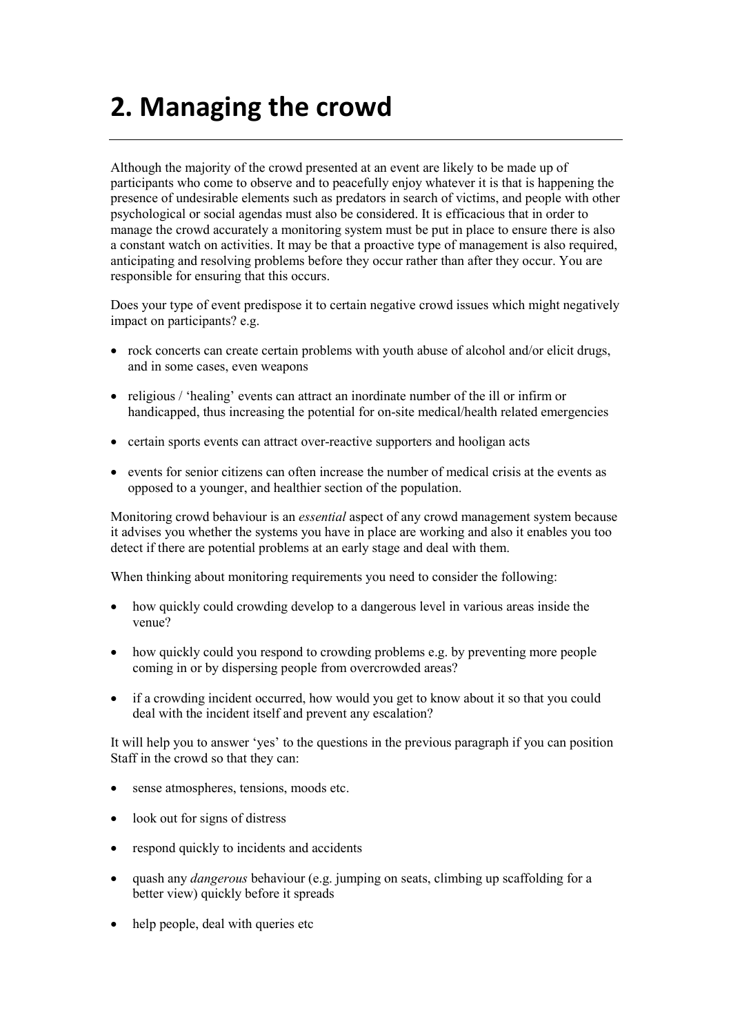# 2. Managing the crowd

Although the majority of the crowd presented at an event are likely to be made up of participants who come to observe and to peacefully enjoy whatever it is that is happening the presence of undesirable elements such as predators in search of victims, and people with other psychological or social agendas must also be considered. It is efficacious that in order to manage the crowd accurately a monitoring system must be put in place to ensure there is also a constant watch on activities. It may be that a proactive type of management is also required, anticipating and resolving problems before they occur rather than after they occur. You are responsible for ensuring that this occurs.

Does your type of event predispose it to certain negative crowd issues which might negatively impact on participants? e.g.

- rock concerts can create certain problems with youth abuse of alcohol and/or elicit drugs, and in some cases, even weapons
- religious / 'healing' events can attract an inordinate number of the ill or infirm or handicapped, thus increasing the potential for on-site medical/health related emergencies
- certain sports events can attract over-reactive supporters and hooligan acts
- events for senior citizens can often increase the number of medical crisis at the events as opposed to a younger, and healthier section of the population.

Monitoring crowd behaviour is an *essential* aspect of any crowd management system because it advises you whether the systems you have in place are working and also it enables you too detect if there are potential problems at an early stage and deal with them.

When thinking about monitoring requirements you need to consider the following:

- how quickly could crowding develop to a dangerous level in various areas inside the venue?
- how quickly could you respond to crowding problems e.g. by preventing more people coming in or by dispersing people from overcrowded areas?
- if a crowding incident occurred, how would you get to know about it so that you could deal with the incident itself and prevent any escalation?

It will help you to answer 'yes' to the questions in the previous paragraph if you can position Staff in the crowd so that they can:

- sense atmospheres, tensions, moods etc.
- look out for signs of distress
- respond quickly to incidents and accidents
- quash any *dangerous* behaviour (e.g. jumping on seats, climbing up scaffolding for a better view) quickly before it spreads
- help people, deal with queries etc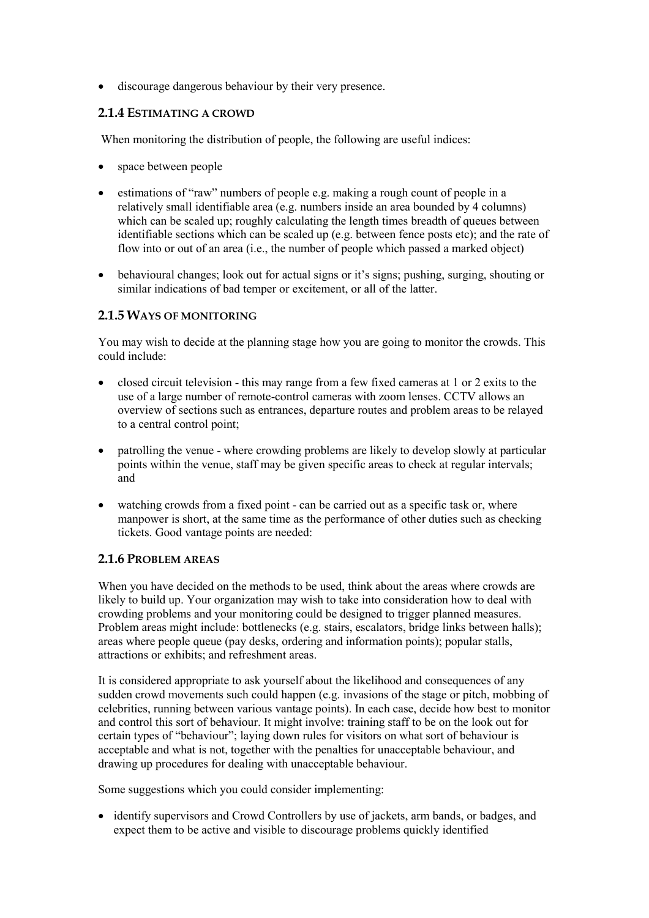- discourage dangerous behaviour by their very presence.

### 2.1.4 Estimating a crowd

When monitoring the distribution of people, the following are useful indices:

- space between people
- estimations of "raw" numbers of people e.g. making a rough count of people in a relatively small identifiable area (e.g. numbers inside an area bounded by 4 columns) which can be scaled up; roughly calculating the length times breadth of queues between identifiable sections which can be scaled up (e.g. between fence posts etc); and the rate of flow into or out of an area (i.e., the number of people which passed a marked object)
- behavioural changes; look out for actual signs or it's signs; pushing, surging, shouting or similar indications of bad temper or excitement, or all of the latter.

### 2.1.5 Ways of monitoring

You may wish to decide at the planning stage how you are going to monitor the crowds. This could include:

- closed circuit television - this may range from a few fixed cameras at 1 or 2 exits to the use of a large number of remote-control cameras with zoom lenses. CCTV allows an overview of sections such as entrances, departure routes and problem areas to be relayed to a central control point;
- patrolling the venue - where crowding problems are likely to develop slowly at particular points within the venue, staff may be given specific areas to check at regular intervals; and
- watching crowds from a fixed point - can be carried out as a specific task or, where manpower is short, at the same time as the performance of other duties such as checking tickets. Good vantage points are needed:

### 2.1.6 Problem areas

When you have decided on the methods to be used, think about the areas where crowds are likely to build up. Your organization may wish to take into consideration how to deal with crowding problems and your monitoring could be designed to trigger planned measures. Problem areas might include: bottlenecks (e.g. stairs, escalators, bridge links between halls); areas where people queue (pay desks, ordering and information points); popular stalls, attractions or exhibits; and refreshment areas.

It is considered appropriate to ask yourself about the likelihood and consequences of any sudden crowd movements such could happen (e.g. invasions of the stage or pitch, mobbing of celebrities, running between various vantage points). In each case, decide how best to monitor and control this sort of behaviour. It might involve: training staff to be on the look out for certain types of "behaviour"; laying down rules for visitors on what sort of behaviour is acceptable and what is not, together with the penalties for unacceptable behaviour, and drawing up procedures for dealing with unacceptable behaviour.

Some suggestions which you could consider implementing:

- identify supervisors and Crowd Controllers by use of jackets, arm bands, or badges, and expect them to be active and visible to discourage problems quickly identified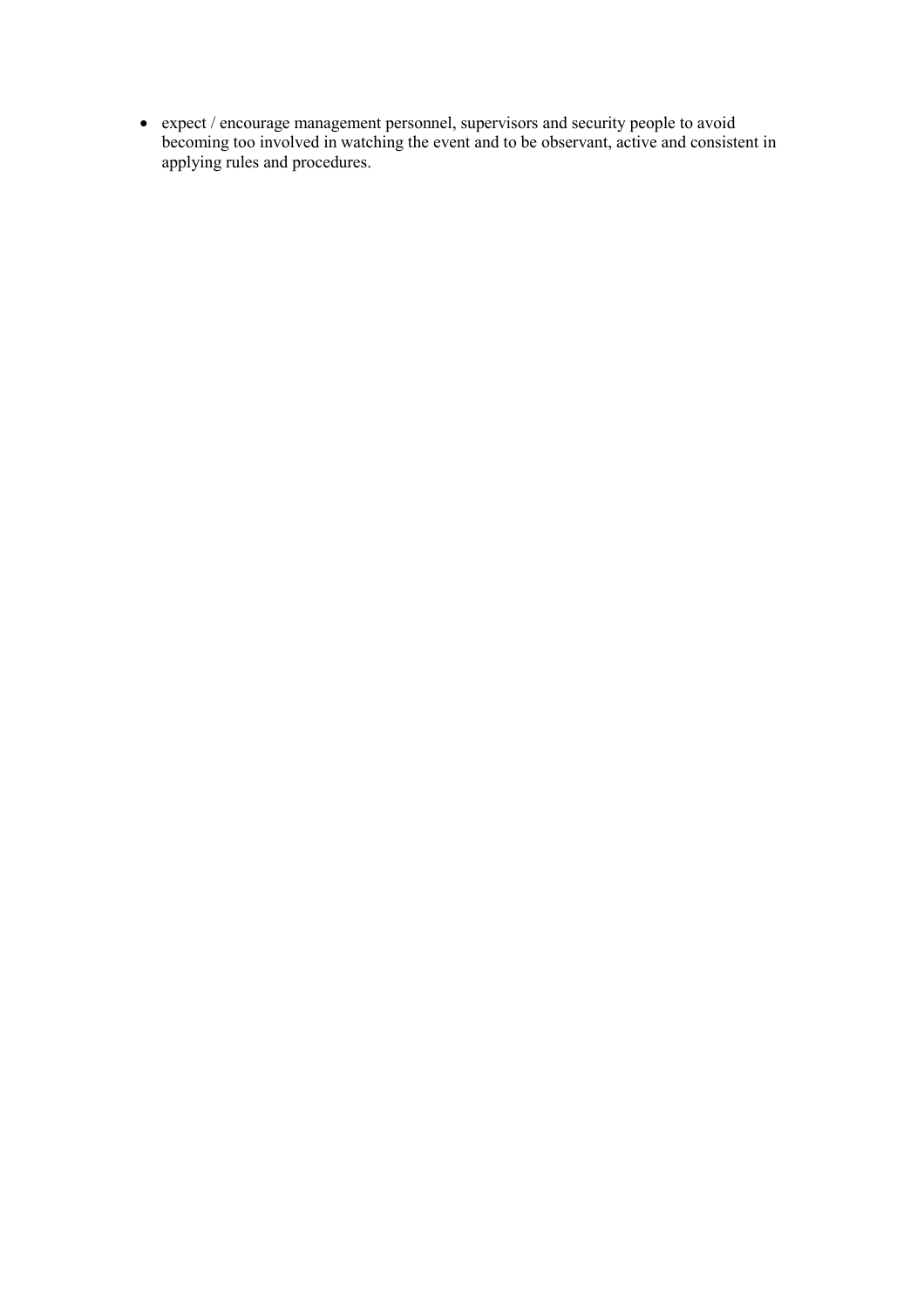- expect / encourage management personnel, supervisors and security people to avoid becoming too involved in watching the event and to be observant, active and consistent in applying rules and procedures.